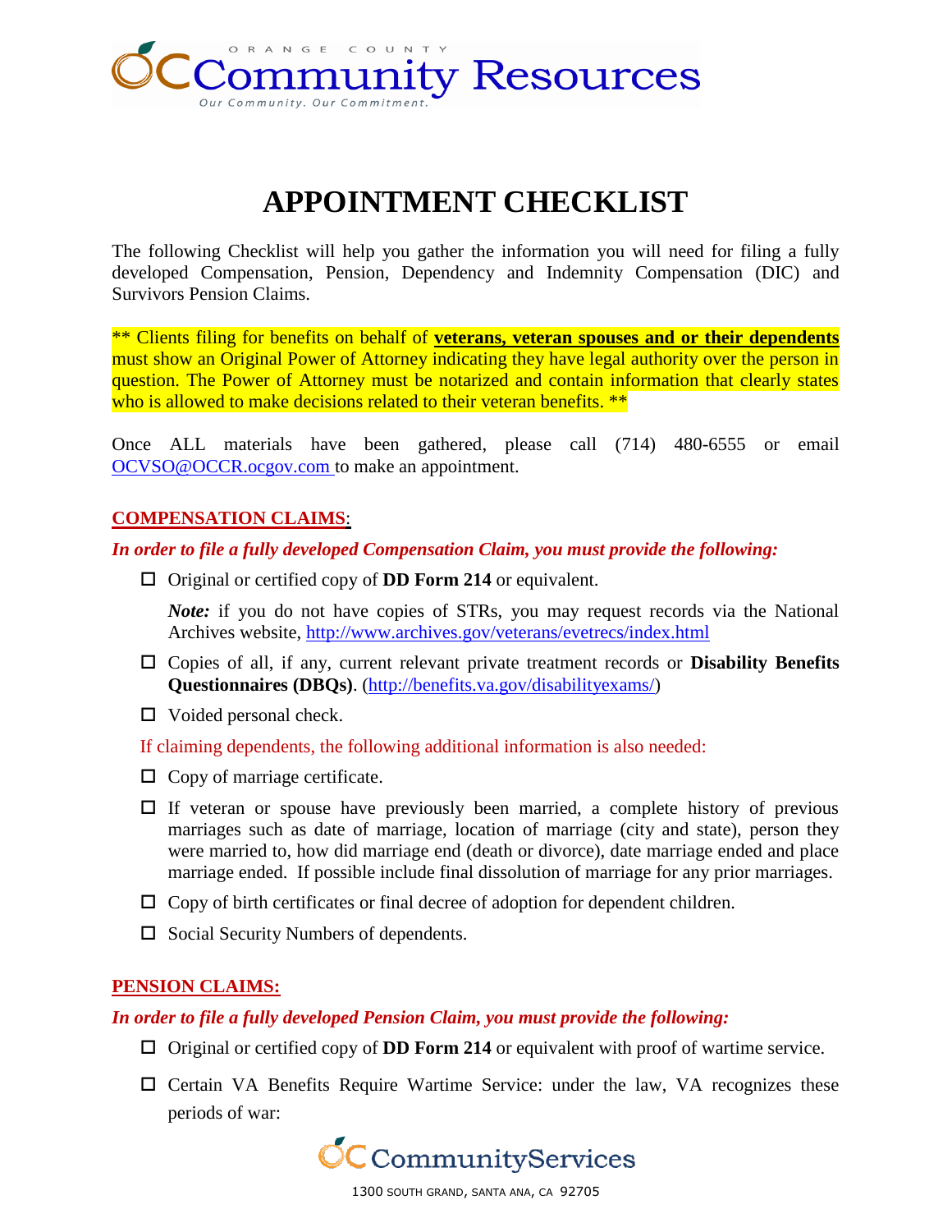# APPOINTMENT CHECKLIST

The following Checklist will help you gather the information you will need for filing a fully developed Compensation, Pension, Dependency and Indemnity Compensation (DIC) and Survivors Pension Claims.

** Clients filing for benefits on behalf of **veterans, veteran spouses and or their dependents** must show an Original Power of Attorney indicating they have legal authority over the person in question. The Power of Attorney must be notarized and contain information that clearly states who is allowed to make decisions related to their veteran benefits. **

Once ALL materials have been gathered, please call (714) 480-6555 or email OCVSO@OCCR.ocgov.com to make an appointment.

## COMPENSATION CLAIMS:

***In order to file a fully developed Compensation Claim, you must provide the following:***

- ☐ Original or certified copy of **DD Form 214** or equivalent.

  ***Note:*** if you do not have copies of STRs, you may request records via the National Archives website, http://www.archives.gov/veterans/evetrecs/index.html

- ☐ Copies of all, if any, current relevant private treatment records or **Disability Benefits Questionnaires (DBQs)**. (http://benefits.va.gov/disabilityexams/)
- ☐ Voided personal check.

If claiming dependents, the following additional information is also needed:

- ☐ Copy of marriage certificate.
- ☐ If veteran or spouse have previously been married, a complete history of previous marriages such as date of marriage, location of marriage (city and state), person they were married to, how did marriage end (death or divorce), date marriage ended and place marriage ended. If possible include final dissolution of marriage for any prior marriages.
- ☐ Copy of birth certificates or final decree of adoption for dependent children.
- ☐ Social Security Numbers of dependents.

## PENSION CLAIMS:

***In order to file a fully developed Pension Claim, you must provide the following:***

- ☐ Original or certified copy of **DD Form 214** or equivalent with proof of wartime service.
- ☐ Certain VA Benefits Require Wartime Service: under the law, VA recognizes these periods of war: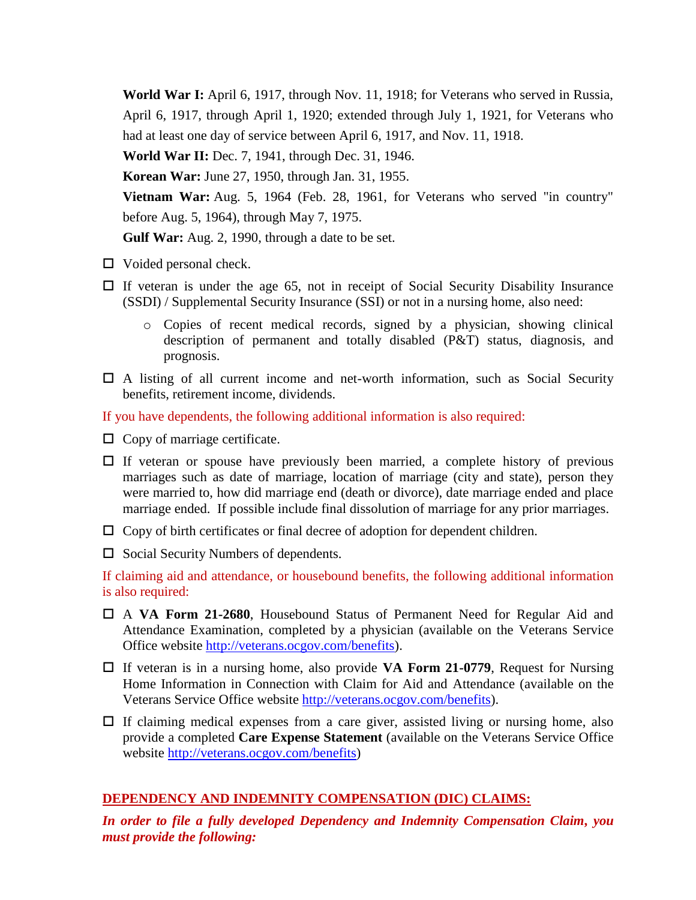**World War I:** April 6, 1917, through Nov. 11, 1918; for Veterans who served in Russia, April 6, 1917, through April 1, 1920; extended through July 1, 1921, for Veterans who had at least one day of service between April 6, 1917, and Nov. 11, 1918.

**World War II:** Dec. 7, 1941, through Dec. 31, 1946.

**Korean War:** June 27, 1950, through Jan. 31, 1955.

**Vietnam War:** Aug. 5, 1964 (Feb. 28, 1961, for Veterans who served "in country" before Aug. 5, 1964), through May 7, 1975.

**Gulf War:** Aug. 2, 1990, through a date to be set.

- ☐ Voided personal check.
- ☐ If veteran is under the age 65, not in receipt of Social Security Disability Insurance (SSDI) / Supplemental Security Insurance (SSI) or not in a nursing home, also need:
  - Copies of recent medical records, signed by a physician, showing clinical description of permanent and totally disabled (P&T) status, diagnosis, and prognosis.
- ☐ A listing of all current income and net-worth information, such as Social Security benefits, retirement income, dividends.

If you have dependents, the following additional information is also required:

- ☐ Copy of marriage certificate.
- ☐ If veteran or spouse have previously been married, a complete history of previous marriages such as date of marriage, location of marriage (city and state), person they were married to, how did marriage end (death or divorce), date marriage ended and place marriage ended. If possible include final dissolution of marriage for any prior marriages.
- ☐ Copy of birth certificates or final decree of adoption for dependent children.
- ☐ Social Security Numbers of dependents.

If claiming aid and attendance, or housebound benefits, the following additional information is also required:

- ☐ A **VA Form 21-2680**, Housebound Status of Permanent Need for Regular Aid and Attendance Examination, completed by a physician (available on the Veterans Service Office website http://veterans.ocgov.com/benefits).
- ☐ If veteran is in a nursing home, also provide **VA Form 21-0779**, Request for Nursing Home Information in Connection with Claim for Aid and Attendance (available on the Veterans Service Office website http://veterans.ocgov.com/benefits).
- ☐ If claiming medical expenses from a care giver, assisted living or nursing home, also provide a completed **Care Expense Statement** (available on the Veterans Service Office website http://veterans.ocgov.com/benefits)

## DEPENDENCY AND INDEMNITY COMPENSATION (DIC) CLAIMS:

***In order to file a fully developed Dependency and Indemnity Compensation Claim, you must provide the following:***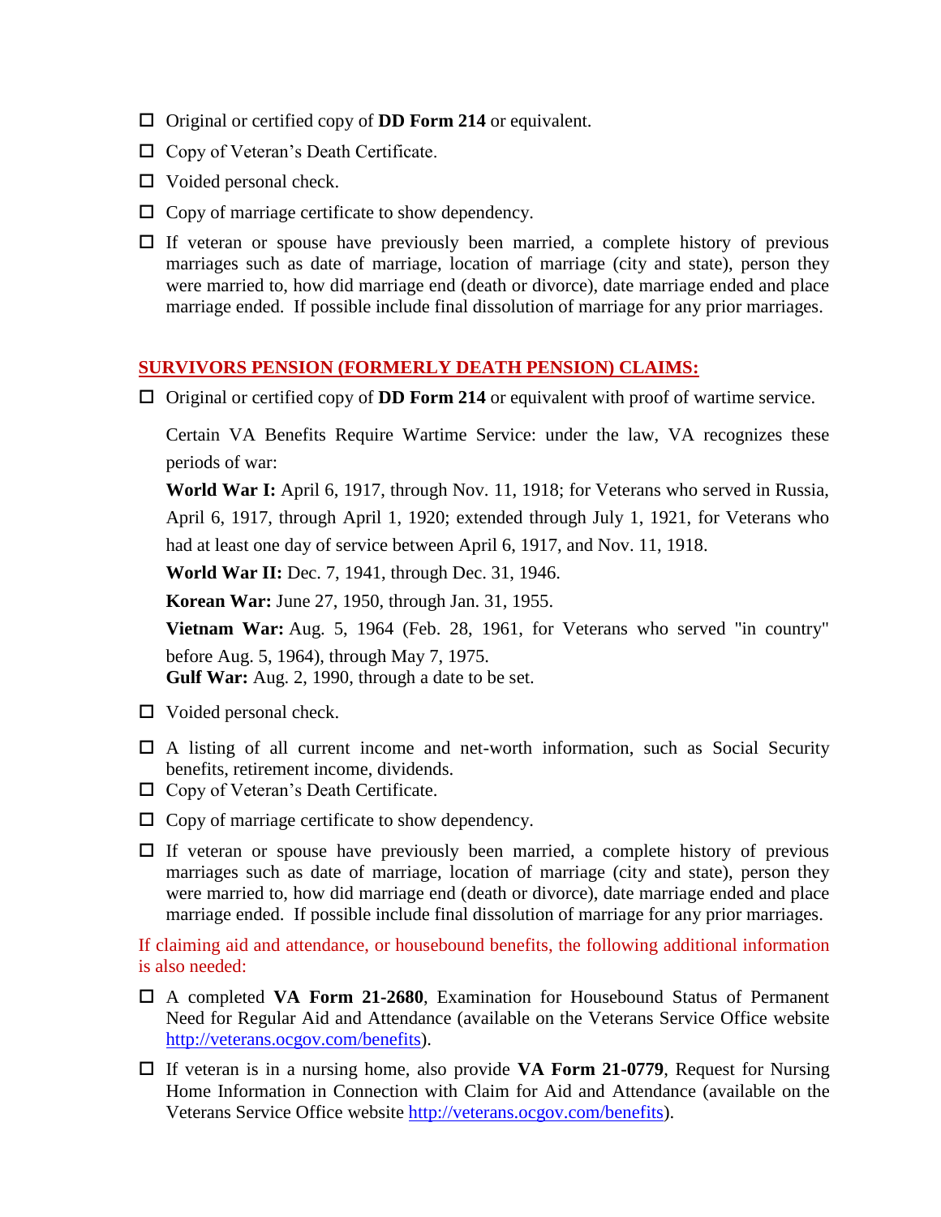- ☐ Original or certified copy of **DD Form 214** or equivalent.
- ☐ Copy of Veteran's Death Certificate.
- ☐ Voided personal check.
- ☐ Copy of marriage certificate to show dependency.
- ☐ If veteran or spouse have previously been married, a complete history of previous marriages such as date of marriage, location of marriage (city and state), person they were married to, how did marriage end (death or divorce), date marriage ended and place marriage ended. If possible include final dissolution of marriage for any prior marriages.

## SURVIVORS PENSION (FORMERLY DEATH PENSION) CLAIMS:

- ☐ Original or certified copy of **DD Form 214** or equivalent with proof of wartime service.

  Certain VA Benefits Require Wartime Service: under the law, VA recognizes these periods of war:

  **World War I:** April 6, 1917, through Nov. 11, 1918; for Veterans who served in Russia, April 6, 1917, through April 1, 1920; extended through July 1, 1921, for Veterans who had at least one day of service between April 6, 1917, and Nov. 11, 1918.

  **World War II:** Dec. 7, 1941, through Dec. 31, 1946.

  **Korean War:** June 27, 1950, through Jan. 31, 1955.

  **Vietnam War:** Aug. 5, 1964 (Feb. 28, 1961, for Veterans who served "in country" before Aug. 5, 1964), through May 7, 1975.

  **Gulf War:** Aug. 2, 1990, through a date to be set.

- ☐ Voided personal check.
- ☐ A listing of all current income and net-worth information, such as Social Security benefits, retirement income, dividends.
- ☐ Copy of Veteran's Death Certificate.
- ☐ Copy of marriage certificate to show dependency.
- ☐ If veteran or spouse have previously been married, a complete history of previous marriages such as date of marriage, location of marriage (city and state), person they were married to, how did marriage end (death or divorce), date marriage ended and place marriage ended. If possible include final dissolution of marriage for any prior marriages.

If claiming aid and attendance, or housebound benefits, the following additional information is also needed:

- ☐ A completed **VA Form 21-2680**, Examination for Housebound Status of Permanent Need for Regular Aid and Attendance (available on the Veterans Service Office website [http://veterans.ocgov.com/benefits](http://veterans.ocgov.com/benefits)).
- ☐ If veteran is in a nursing home, also provide **VA Form 21-0779**, Request for Nursing Home Information in Connection with Claim for Aid and Attendance (available on the Veterans Service Office website [http://veterans.ocgov.com/benefits](http://veterans.ocgov.com/benefits)).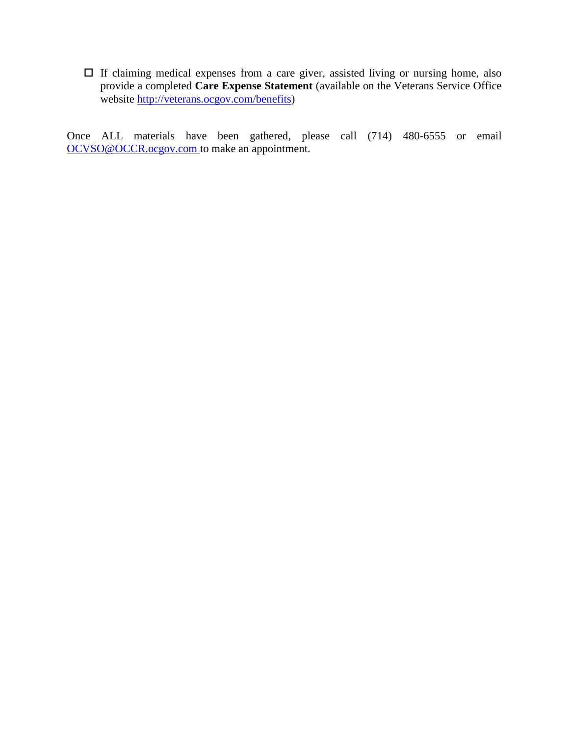- [ ] If claiming medical expenses from a care giver, assisted living or nursing home, also provide a completed **Care Expense Statement** (available on the Veterans Service Office website http://veterans.ocgov.com/benefits)

Once ALL materials have been gathered, please call (714) 480-6555 or email OCVSO@OCCR.ocgov.com to make an appointment.